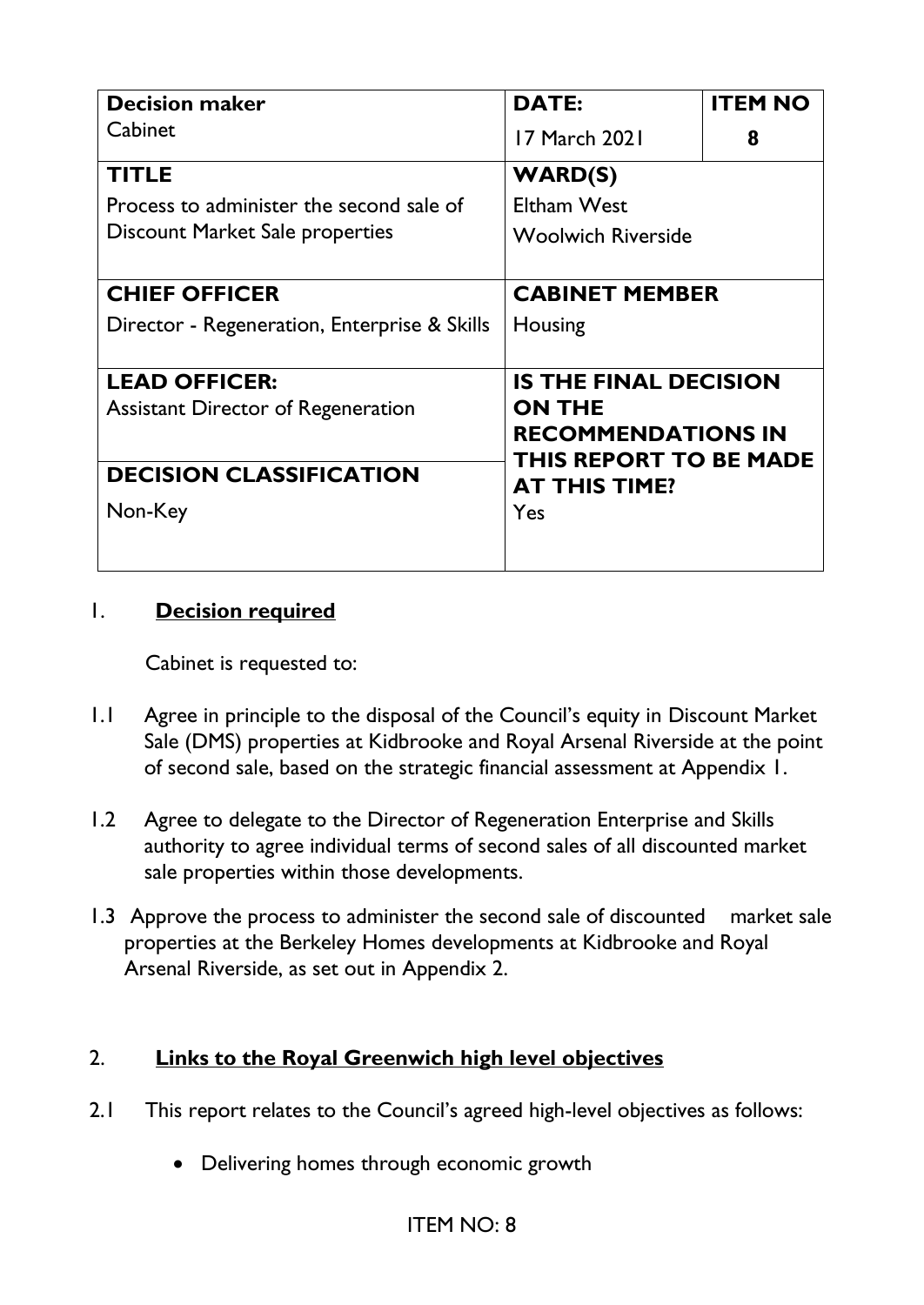| **Decision maker**<br>Cabinet | **DATE:**<br>17 March 2021 | **ITEM NO**<br>**8** |
|---|---|---|
| **TITLE**<br>Process to administer the second sale of Discount Market Sale properties | **WARD(S)**<br>Eltham West<br>Woolwich Riverside | |
| **CHIEF OFFICER**<br>Director - Regeneration, Enterprise & Skills | **CABINET MEMBER**<br>Housing | |
| **LEAD OFFICER:**<br>Assistant Director of Regeneration | **IS THE FINAL DECISION ON THE RECOMMENDATIONS IN THIS REPORT TO BE MADE AT THIS TIME?**<br>Yes | |
| **DECISION CLASSIFICATION**<br>Non-Key | | |

## 1. **Decision required**

Cabinet is requested to:

1.1 Agree in principle to the disposal of the Council's equity in Discount Market Sale (DMS) properties at Kidbrooke and Royal Arsenal Riverside at the point of second sale, based on the strategic financial assessment at Appendix 1.

1.2 Agree to delegate to the Director of Regeneration Enterprise and Skills authority to agree individual terms of second sales of all discounted market sale properties within those developments.

1.3 Approve the process to administer the second sale of discounted market sale properties at the Berkeley Homes developments at Kidbrooke and Royal Arsenal Riverside, as set out in Appendix 2.

## 2. **Links to the Royal Greenwich high level objectives**

2.1 This report relates to the Council's agreed high-level objectives as follows:

- Delivering homes through economic growth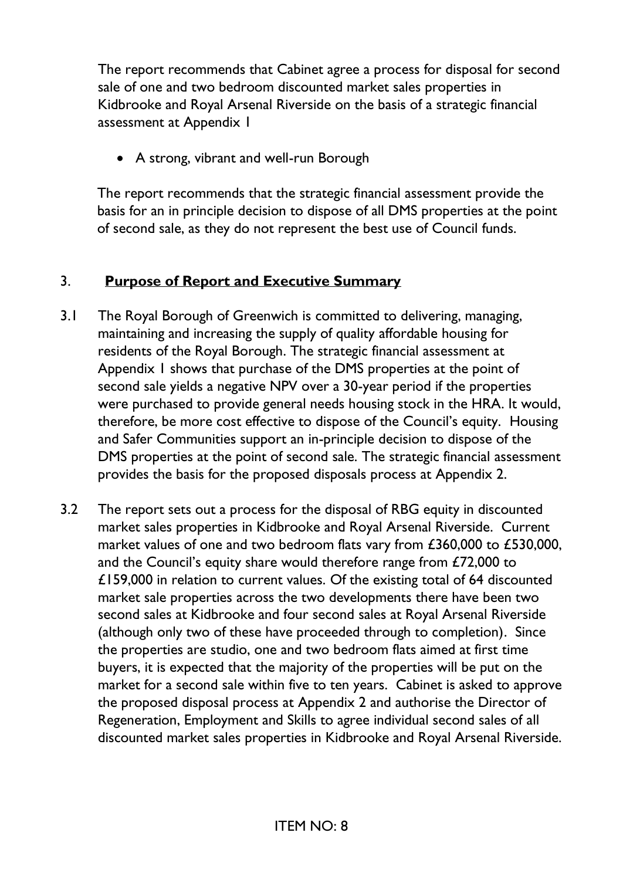The report recommends that Cabinet agree a process for disposal for second sale of one and two bedroom discounted market sales properties in Kidbrooke and Royal Arsenal Riverside on the basis of a strategic financial assessment at Appendix 1

- A strong, vibrant and well-run Borough

The report recommends that the strategic financial assessment provide the basis for an in principle decision to dispose of all DMS properties at the point of second sale, as they do not represent the best use of Council funds.

## 3. **Purpose of Report and Executive Summary**

3.1 The Royal Borough of Greenwich is committed to delivering, managing, maintaining and increasing the supply of quality affordable housing for residents of the Royal Borough. The strategic financial assessment at Appendix 1 shows that purchase of the DMS properties at the point of second sale yields a negative NPV over a 30-year period if the properties were purchased to provide general needs housing stock in the HRA. It would, therefore, be more cost effective to dispose of the Council's equity. Housing and Safer Communities support an in-principle decision to dispose of the DMS properties at the point of second sale. The strategic financial assessment provides the basis for the proposed disposals process at Appendix 2.

3.2 The report sets out a process for the disposal of RBG equity in discounted market sales properties in Kidbrooke and Royal Arsenal Riverside. Current market values of one and two bedroom flats vary from £360,000 to £530,000, and the Council's equity share would therefore range from £72,000 to £159,000 in relation to current values. Of the existing total of 64 discounted market sale properties across the two developments there have been two second sales at Kidbrooke and four second sales at Royal Arsenal Riverside (although only two of these have proceeded through to completion). Since the properties are studio, one and two bedroom flats aimed at first time buyers, it is expected that the majority of the properties will be put on the market for a second sale within five to ten years. Cabinet is asked to approve the proposed disposal process at Appendix 2 and authorise the Director of Regeneration, Employment and Skills to agree individual second sales of all discounted market sales properties in Kidbrooke and Royal Arsenal Riverside.

ITEM NO: 8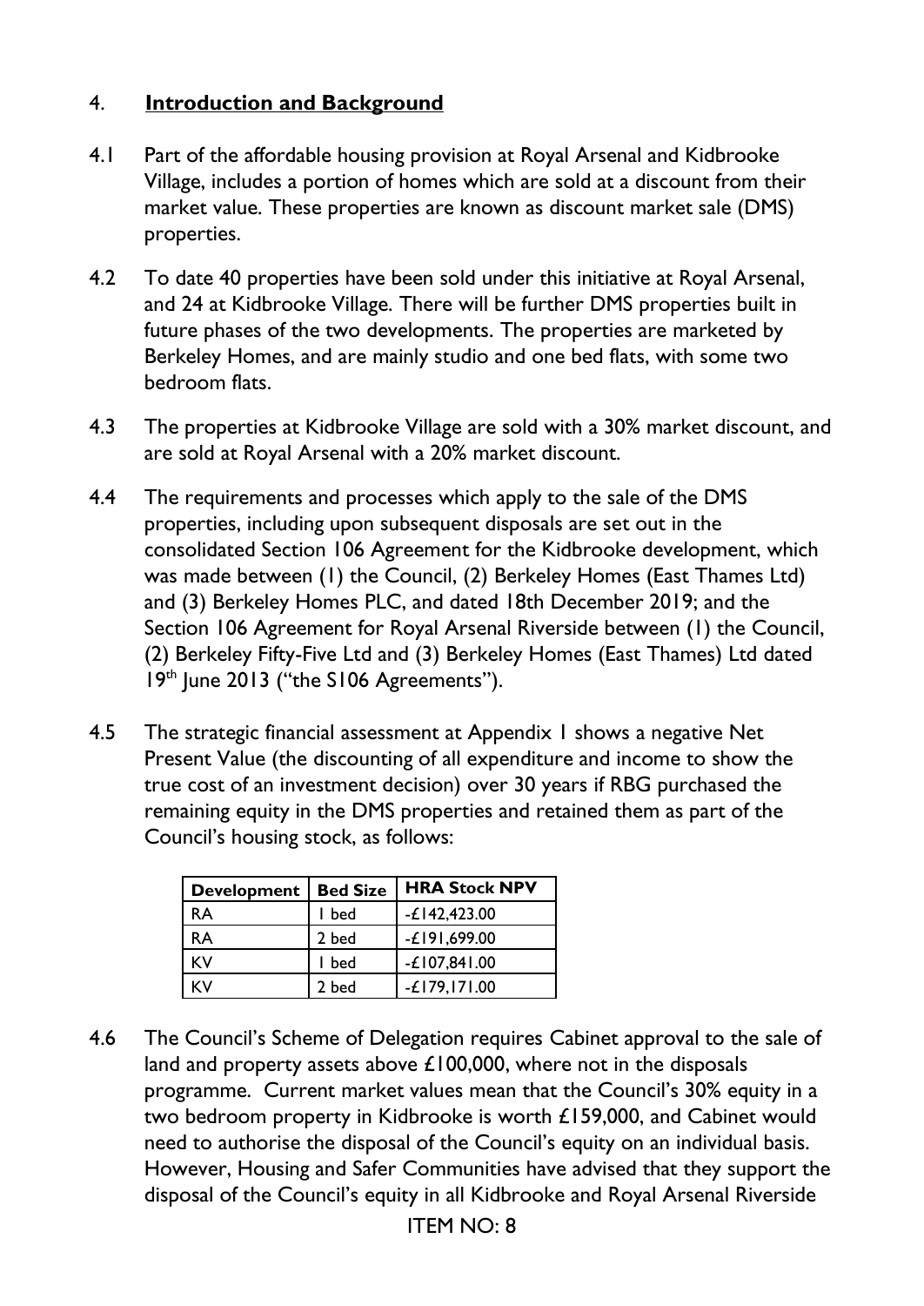## 4. **Introduction and Background**

4.1 Part of the affordable housing provision at Royal Arsenal and Kidbrooke Village, includes a portion of homes which are sold at a discount from their market value. These properties are known as discount market sale (DMS) properties.

4.2 To date 40 properties have been sold under this initiative at Royal Arsenal, and 24 at Kidbrooke Village. There will be further DMS properties built in future phases of the two developments. The properties are marketed by Berkeley Homes, and are mainly studio and one bed flats, with some two bedroom flats.

4.3 The properties at Kidbrooke Village are sold with a 30% market discount, and are sold at Royal Arsenal with a 20% market discount.

4.4 The requirements and processes which apply to the sale of the DMS properties, including upon subsequent disposals are set out in the consolidated Section 106 Agreement for the Kidbrooke development, which was made between (1) the Council, (2) Berkeley Homes (East Thames Ltd) and (3) Berkeley Homes PLC, and dated 18th December 2019; and the Section 106 Agreement for Royal Arsenal Riverside between (1) the Council, (2) Berkeley Fifty-Five Ltd and (3) Berkeley Homes (East Thames) Ltd dated 19th June 2013 ("the S106 Agreements").

4.5 The strategic financial assessment at Appendix 1 shows a negative Net Present Value (the discounting of all expenditure and income to show the true cost of an investment decision) over 30 years if RBG purchased the remaining equity in the DMS properties and retained them as part of the Council's housing stock, as follows:

| Development | Bed Size | HRA Stock NPV |
|---|---|---|
| RA | 1 bed | -£142,423.00 |
| RA | 2 bed | -£191,699.00 |
| KV | 1 bed | -£107,841.00 |
| KV | 2 bed | -£179,171.00 |

4.6 The Council's Scheme of Delegation requires Cabinet approval to the sale of land and property assets above £100,000, where not in the disposals programme. Current market values mean that the Council's 30% equity in a two bedroom property in Kidbrooke is worth £159,000, and Cabinet would need to authorise the disposal of the Council's equity on an individual basis. However, Housing and Safer Communities have advised that they support the disposal of the Council's equity in all Kidbrooke and Royal Arsenal Riverside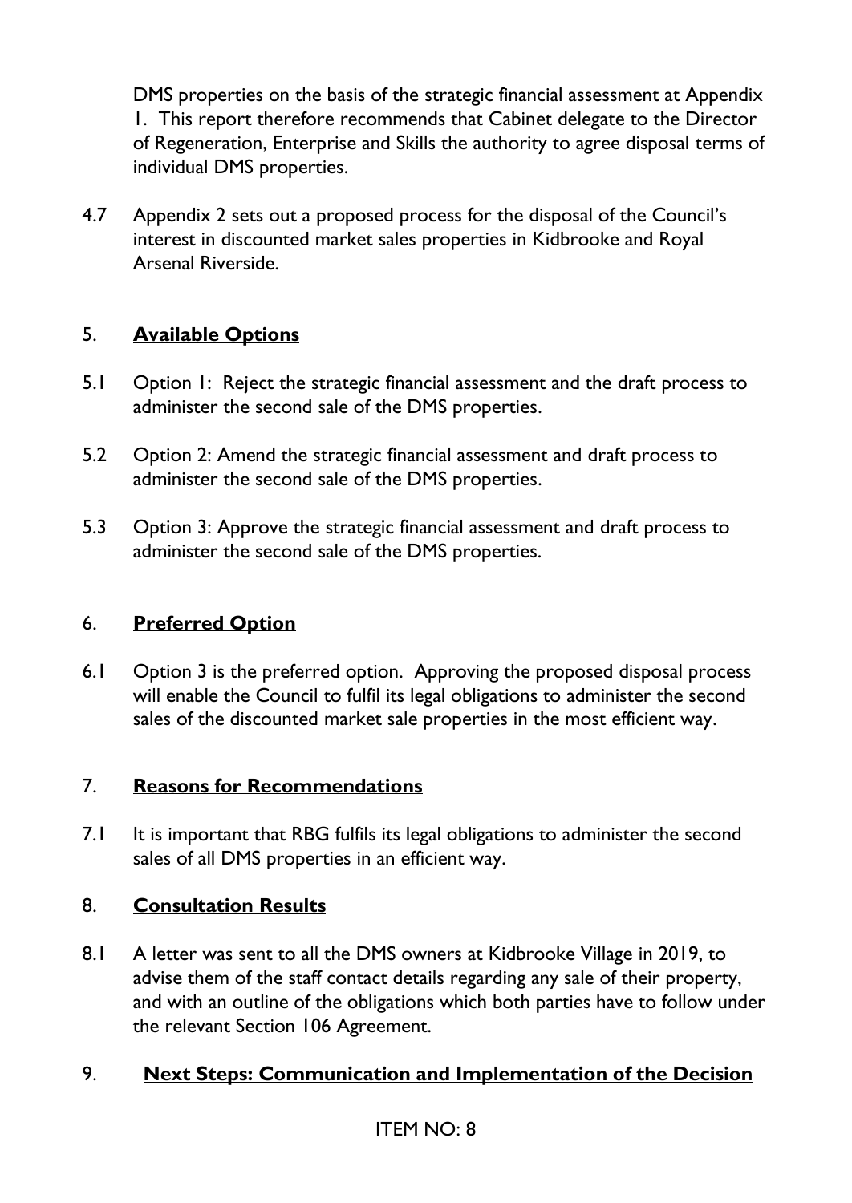DMS properties on the basis of the strategic financial assessment at Appendix 1. This report therefore recommends that Cabinet delegate to the Director of Regeneration, Enterprise and Skills the authority to agree disposal terms of individual DMS properties.

4.7 Appendix 2 sets out a proposed process for the disposal of the Council's interest in discounted market sales properties in Kidbrooke and Royal Arsenal Riverside.

## 5. **Available Options**

5.1 Option 1: Reject the strategic financial assessment and the draft process to administer the second sale of the DMS properties.

5.2 Option 2: Amend the strategic financial assessment and draft process to administer the second sale of the DMS properties.

5.3 Option 3: Approve the strategic financial assessment and draft process to administer the second sale of the DMS properties.

## 6. **Preferred Option**

6.1 Option 3 is the preferred option. Approving the proposed disposal process will enable the Council to fulfil its legal obligations to administer the second sales of the discounted market sale properties in the most efficient way.

## 7. **Reasons for Recommendations**

7.1 It is important that RBG fulfils its legal obligations to administer the second sales of all DMS properties in an efficient way.

## 8. **Consultation Results**

8.1 A letter was sent to all the DMS owners at Kidbrooke Village in 2019, to advise them of the staff contact details regarding any sale of their property, and with an outline of the obligations which both parties have to follow under the relevant Section 106 Agreement.

## 9. **Next Steps: Communication and Implementation of the Decision**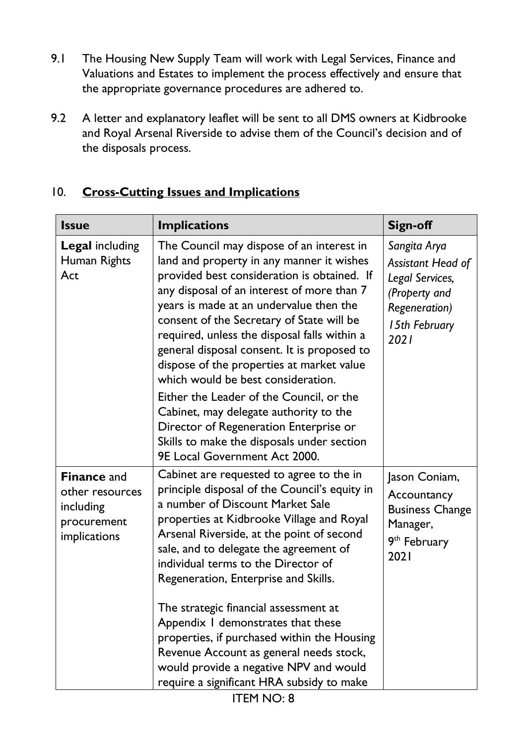9.1 The Housing New Supply Team will work with Legal Services, Finance and Valuations and Estates to implement the process effectively and ensure that the appropriate governance procedures are adhered to.

9.2 A letter and explanatory leaflet will be sent to all DMS owners at Kidbrooke and Royal Arsenal Riverside to advise them of the Council's decision and of the disposals process.

## 10. Cross-Cutting Issues and Implications

| Issue | Implications | Sign-off |
|---|---|---|
| **Legal** including Human Rights Act | The Council may dispose of an interest in land and property in any manner it wishes provided best consideration is obtained. If any disposal of an interest of more than 7 years is made at an undervalue then the consent of the Secretary of State will be required, unless the disposal falls within a general disposal consent. It is proposed to dispose of the properties at market value which would be best consideration.<br><br>Either the Leader of the Council, or the Cabinet, may delegate authority to the Director of Regeneration Enterprise or Skills to make the disposals under section 9E Local Government Act 2000. | *Sangita Arya Assistant Head of Legal Services, (Property and Regeneration) 15th February 2021* |
| **Finance** and other resources including procurement implications | Cabinet are requested to agree to the in principle disposal of the Council's equity in a number of Discount Market Sale properties at Kidbrooke Village and Royal Arsenal Riverside, at the point of second sale, and to delegate the agreement of individual terms to the Director of Regeneration, Enterprise and Skills.<br><br>The strategic financial assessment at Appendix 1 demonstrates that these properties, if purchased within the Housing Revenue Account as general needs stock, would provide a negative NPV and would require a significant HRA subsidy to make | Jason Coniam, Accountancy Business Change Manager, 9th February 2021 |

ITEM NO: 8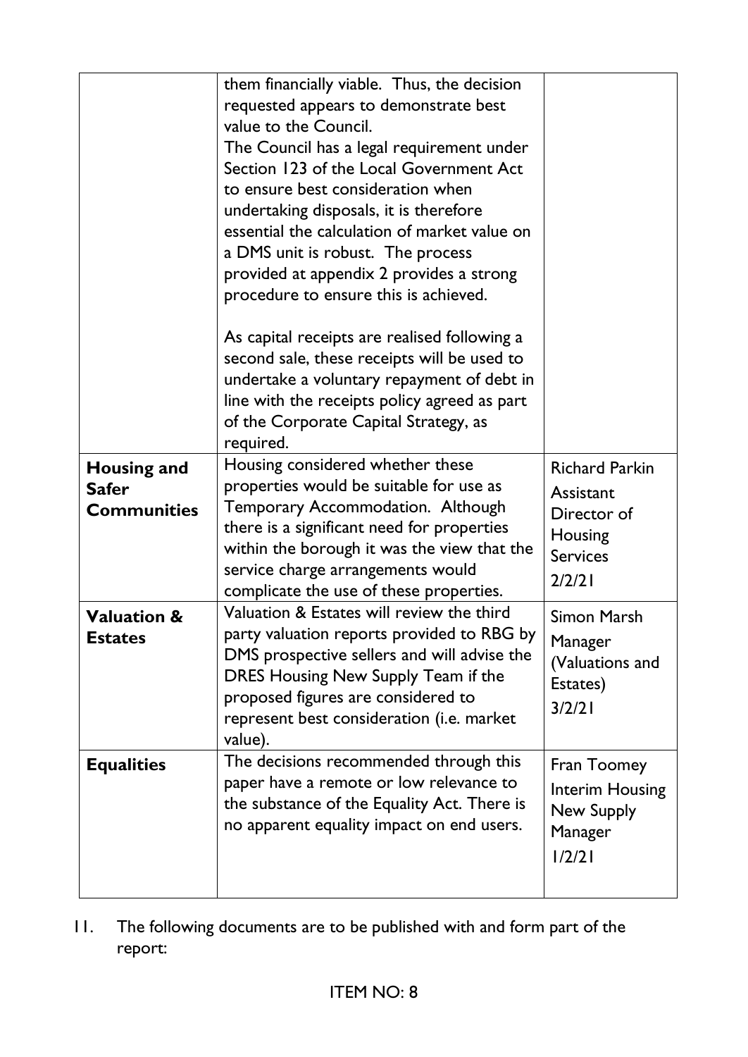| | | |
|---|---|---|
| | them financially viable. Thus, the decision requested appears to demonstrate best value to the Council.<br>The Council has a legal requirement under Section 123 of the Local Government Act to ensure best consideration when undertaking disposals, it is therefore essential the calculation of market value on a DMS unit is robust. The process provided at appendix 2 provides a strong procedure to ensure this is achieved.<br><br>As capital receipts are realised following a second sale, these receipts will be used to undertake a voluntary repayment of debt in line with the receipts policy agreed as part of the Corporate Capital Strategy, as required. | |
| **Housing and Safer Communities** | Housing considered whether these properties would be suitable for use as Temporary Accommodation. Although there is a significant need for properties within the borough it was the view that the service charge arrangements would complicate the use of these properties. | Richard Parkin<br>Assistant Director of Housing Services<br>2/2/21 |
| **Valuation & Estates** | Valuation & Estates will review the third party valuation reports provided to RBG by DMS prospective sellers and will advise the DRES Housing New Supply Team if the proposed figures are considered to represent best consideration (i.e. market value). | Simon Marsh<br>Manager (Valuations and Estates)<br>3/2/21 |
| **Equalities** | The decisions recommended through this paper have a remote or low relevance to the substance of the Equality Act. There is no apparent equality impact on end users. | Fran Toomey<br>Interim Housing New Supply Manager<br>1/2/21 |

11. The following documents are to be published with and form part of the report: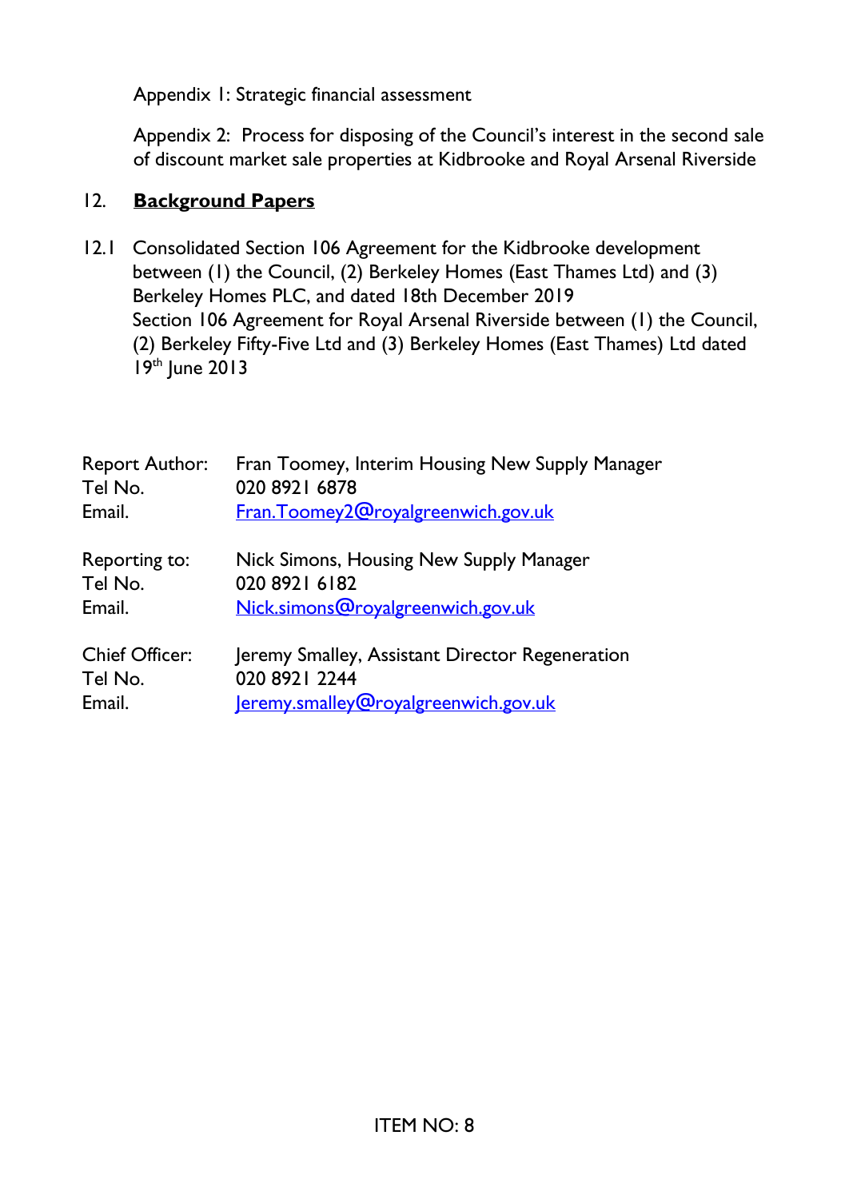Appendix 1: Strategic financial assessment

Appendix 2: Process for disposing of the Council's interest in the second sale of discount market sale properties at Kidbrooke and Royal Arsenal Riverside

## 12. **Background Papers**

12.1 Consolidated Section 106 Agreement for the Kidbrooke development between (1) the Council, (2) Berkeley Homes (East Thames Ltd) and (3) Berkeley Homes PLC, and dated 18th December 2019
Section 106 Agreement for Royal Arsenal Riverside between (1) the Council, (2) Berkeley Fifty-Five Ltd and (3) Berkeley Homes (East Thames) Ltd dated 19th June 2013

| | |
|---|---|
| Report Author: | Fran Toomey, Interim Housing New Supply Manager |
| Tel No. | 020 8921 6878 |
| Email. | Fran.Toomey2@royalgreenwich.gov.uk |
| Reporting to: | Nick Simons, Housing New Supply Manager |
| Tel No. | 020 8921 6182 |
| Email. | Nick.simons@royalgreenwich.gov.uk |
| Chief Officer: | Jeremy Smalley, Assistant Director Regeneration |
| Tel No. | 020 8921 2244 |
| Email. | Jeremy.smalley@royalgreenwich.gov.uk |

ITEM NO: 8